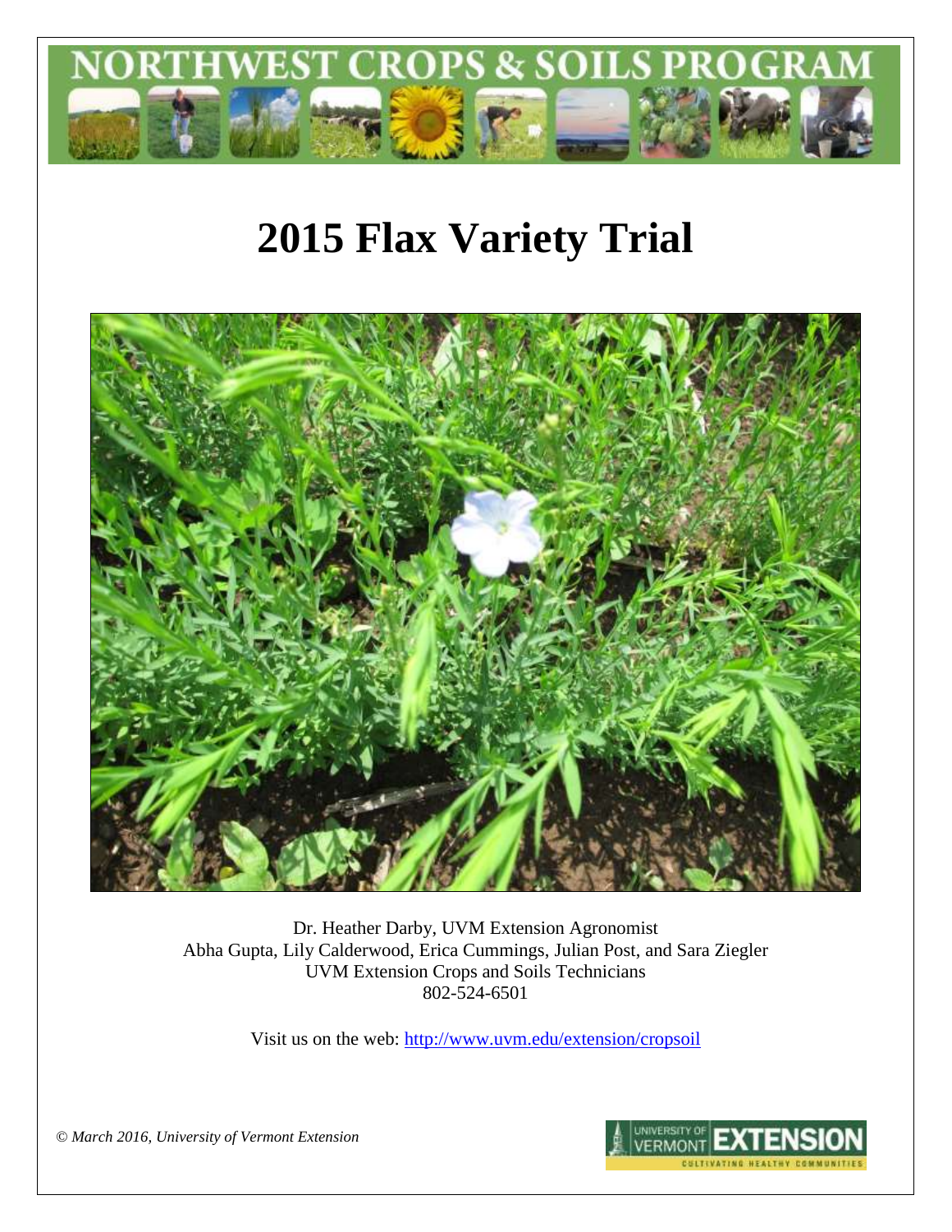NORTHWEST CROPS & SOILS PROGRAM

# 2015 Flax Variety Trial

Dr. Heather Darby, UVM Extension Agronomist
Abha Gupta, Lily Calderwood, Erica Cummings, Julian Post, and Sara Ziegler
UVM Extension Crops and Soils Technicians
802-524-6501

Visit us on the web: http://www.uvm.edu/extension/cropsoil

*© March 2016, University of Vermont Extension*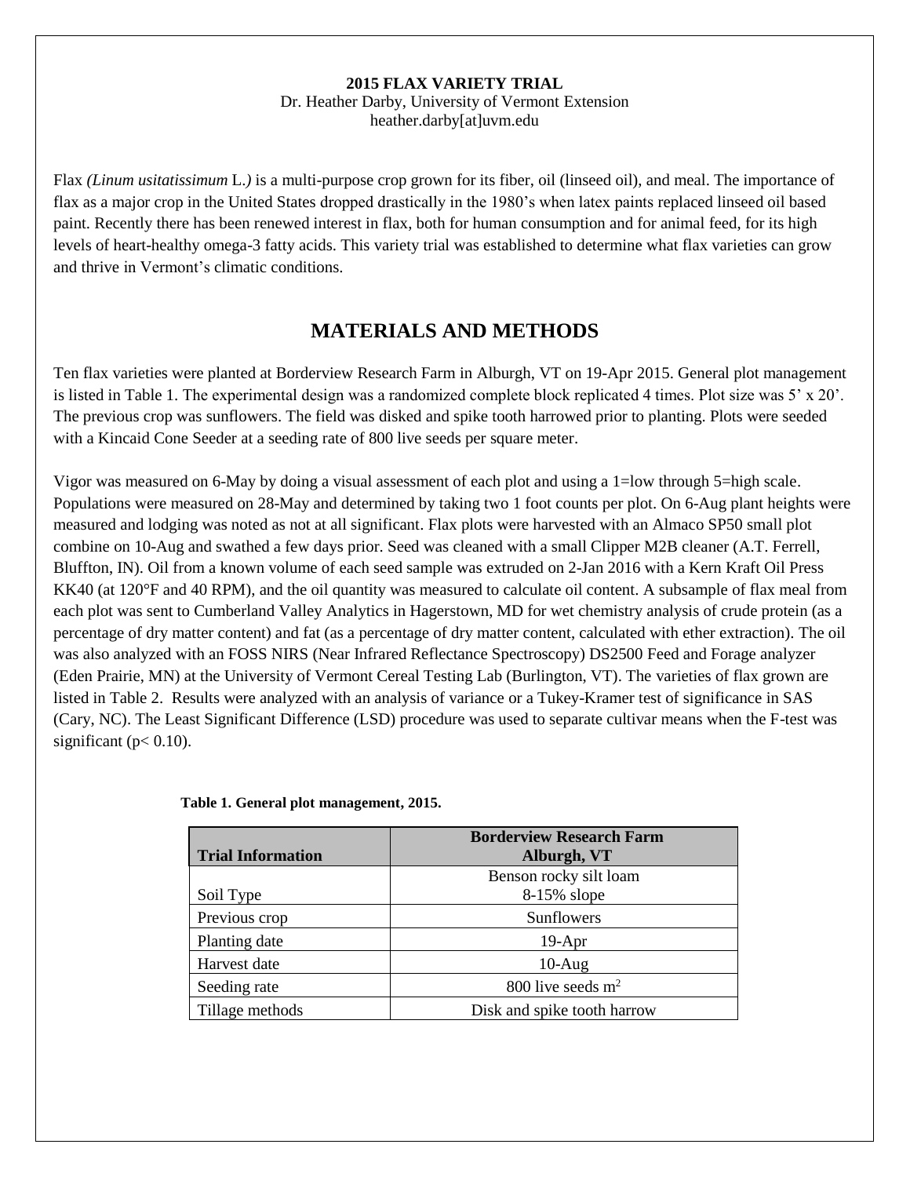**2015 FLAX VARIETY TRIAL**
Dr. Heather Darby, University of Vermont Extension
heather.darby[at]uvm.edu

Flax *(Linum usitatissimum* L.*)* is a multi-purpose crop grown for its fiber, oil (linseed oil), and meal. The importance of flax as a major crop in the United States dropped drastically in the 1980's when latex paints replaced linseed oil based paint. Recently there has been renewed interest in flax, both for human consumption and for animal feed, for its high levels of heart-healthy omega-3 fatty acids. This variety trial was established to determine what flax varieties can grow and thrive in Vermont's climatic conditions.

## MATERIALS AND METHODS

Ten flax varieties were planted at Borderview Research Farm in Alburgh, VT on 19-Apr 2015. General plot management is listed in Table 1. The experimental design was a randomized complete block replicated 4 times. Plot size was 5' x 20'. The previous crop was sunflowers. The field was disked and spike tooth harrowed prior to planting. Plots were seeded with a Kincaid Cone Seeder at a seeding rate of 800 live seeds per square meter.

Vigor was measured on 6-May by doing a visual assessment of each plot and using a 1=low through 5=high scale. Populations were measured on 28-May and determined by taking two 1 foot counts per plot. On 6-Aug plant heights were measured and lodging was noted as not at all significant. Flax plots were harvested with an Almaco SP50 small plot combine on 10-Aug and swathed a few days prior. Seed was cleaned with a small Clipper M2B cleaner (A.T. Ferrell, Bluffton, IN). Oil from a known volume of each seed sample was extruded on 2-Jan 2016 with a Kern Kraft Oil Press KK40 (at 120°F and 40 RPM), and the oil quantity was measured to calculate oil content. A subsample of flax meal from each plot was sent to Cumberland Valley Analytics in Hagerstown, MD for wet chemistry analysis of crude protein (as a percentage of dry matter content) and fat (as a percentage of dry matter content, calculated with ether extraction). The oil was also analyzed with an FOSS NIRS (Near Infrared Reflectance Spectroscopy) DS2500 Feed and Forage analyzer (Eden Prairie, MN) at the University of Vermont Cereal Testing Lab (Burlington, VT). The varieties of flax grown are listed in Table 2. Results were analyzed with an analysis of variance or a Tukey-Kramer test of significance in SAS (Cary, NC). The Least Significant Difference (LSD) procedure was used to separate cultivar means when the F-test was significant ($p < 0.10$).

**Table 1. General plot management, 2015.**

| Trial Information | Borderview Research Farm Alburgh, VT |
|---|---|
| Soil Type | Benson rocky silt loam 8-15% slope |
| Previous crop | Sunflowers |
| Planting date | 19-Apr |
| Harvest date | 10-Aug |
| Seeding rate | 800 live seeds $m^2$ |
| Tillage methods | Disk and spike tooth harrow |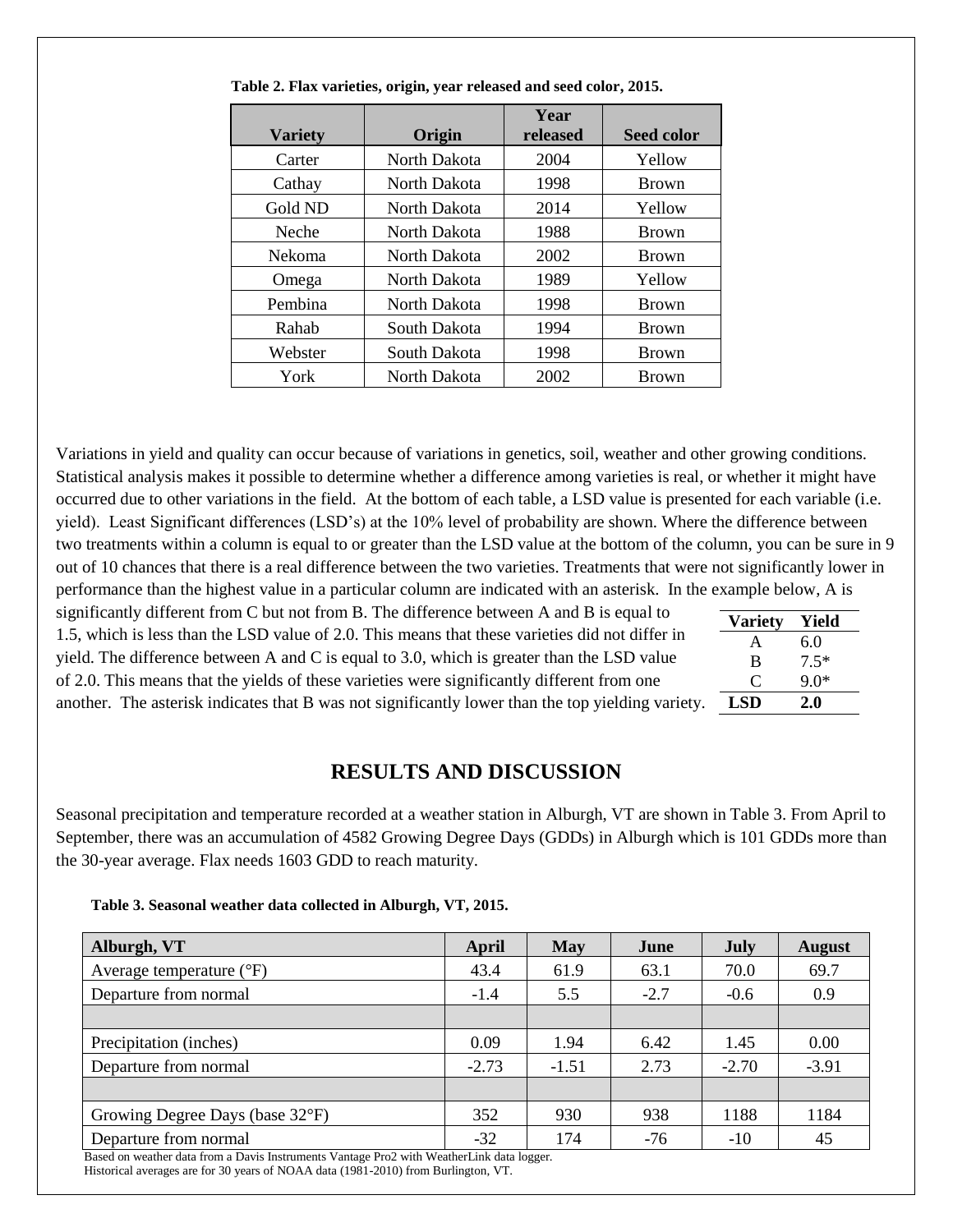**Table 2. Flax varieties, origin, year released and seed color, 2015.**

| Variety | Origin | Year released | Seed color |
|---|---|---|---|
| Carter | North Dakota | 2004 | Yellow |
| Cathay | North Dakota | 1998 | Brown |
| Gold ND | North Dakota | 2014 | Yellow |
| Neche | North Dakota | 1988 | Brown |
| Nekoma | North Dakota | 2002 | Brown |
| Omega | North Dakota | 1989 | Yellow |
| Pembina | North Dakota | 1998 | Brown |
| Rahab | South Dakota | 1994 | Brown |
| Webster | South Dakota | 1998 | Brown |
| York | North Dakota | 2002 | Brown |

Variations in yield and quality can occur because of variations in genetics, soil, weather and other growing conditions. Statistical analysis makes it possible to determine whether a difference among varieties is real, or whether it might have occurred due to other variations in the field. At the bottom of each table, a LSD value is presented for each variable (i.e. yield). Least Significant differences (LSD's) at the 10% level of probability are shown. Where the difference between two treatments within a column is equal to or greater than the LSD value at the bottom of the column, you can be sure in 9 out of 10 chances that there is a real difference between the two varieties. Treatments that were not significantly lower in performance than the highest value in a particular column are indicated with an asterisk. In the example below, A is significantly different from C but not from B. The difference between A and B is equal to 1.5, which is less than the LSD value of 2.0. This means that these varieties did not differ in yield. The difference between A and C is equal to 3.0, which is greater than the LSD value of 2.0. This means that the yields of these varieties were significantly different from one another. The asterisk indicates that B was not significantly lower than the top yielding variety.

| Variety | Yield |
|---|---|
| A | 6.0 |
| B | 7.5* |
| C | 9.0* |
| **LSD** | **2.0** |

## RESULTS AND DISCUSSION

Seasonal precipitation and temperature recorded at a weather station in Alburgh, VT are shown in Table 3. From April to September, there was an accumulation of 4582 Growing Degree Days (GDDs) in Alburgh which is 101 GDDs more than the 30-year average. Flax needs 1603 GDD to reach maturity.

**Table 3. Seasonal weather data collected in Alburgh, VT, 2015.**

| Alburgh, VT | April | May | June | July | August |
|---|---|---|---|---|---|
| Average temperature (°F) | 43.4 | 61.9 | 63.1 | 70.0 | 69.7 |
| Departure from normal | -1.4 | 5.5 | -2.7 | -0.6 | 0.9 |
| | | | | | |
| Precipitation (inches) | 0.09 | 1.94 | 6.42 | 1.45 | 0.00 |
| Departure from normal | -2.73 | -1.51 | 2.73 | -2.70 | -3.91 |
| | | | | | |
| Growing Degree Days (base 32°F) | 352 | 930 | 938 | 1188 | 1184 |
| Departure from normal | -32 | 174 | -76 | -10 | 45 |

Based on weather data from a Davis Instruments Vantage Pro2 with WeatherLink data logger.
Historical averages are for 30 years of NOAA data (1981-2010) from Burlington, VT.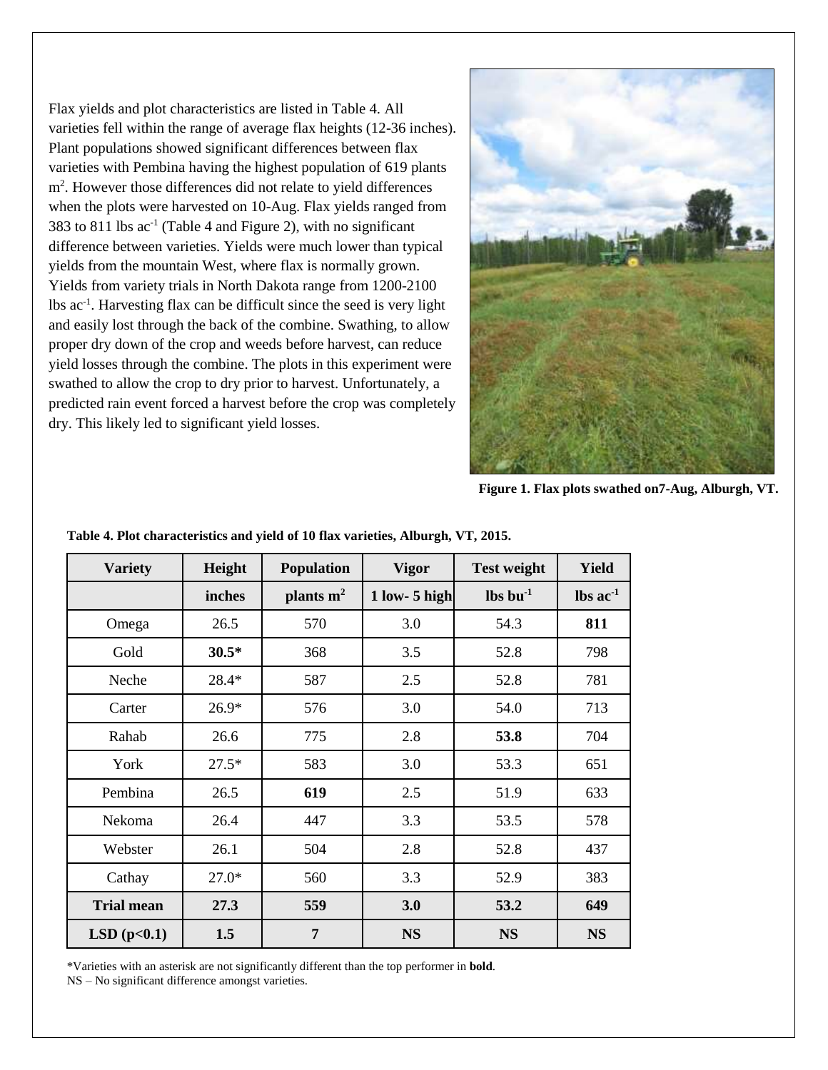Flax yields and plot characteristics are listed in Table 4. All varieties fell within the range of average flax heights (12-36 inches). Plant populations showed significant differences between flax varieties with Pembina having the highest population of 619 plants $m^2$. However those differences did not relate to yield differences when the plots were harvested on 10-Aug. Flax yields ranged from 383 to 811 lbs $ac^{-1}$ (Table 4 and Figure 2), with no significant difference between varieties. Yields were much lower than typical yields from the mountain West, where flax is normally grown. Yields from variety trials in North Dakota range from 1200-2100 lbs $ac^{-1}$. Harvesting flax can be difficult since the seed is very light and easily lost through the back of the combine. Swathing, to allow proper dry down of the crop and weeds before harvest, can reduce yield losses through the combine. The plots in this experiment were swathed to allow the crop to dry prior to harvest. Unfortunately, a predicted rain event forced a harvest before the crop was completely dry. This likely led to significant yield losses.

**Figure 1. Flax plots swathed on7-Aug, Alburgh, VT.**

**Table 4. Plot characteristics and yield of 10 flax varieties, Alburgh, VT, 2015.**

| Variety | Height | Population | Vigor | Test weight | Yield |
|---|---|---|---|---|---|
| | inches | plants $m^2$ | 1 low- 5 high | lbs $bu^{-1}$ | lbs $ac^{-1}$ |
| Omega | 26.5 | 570 | 3.0 | 54.3 | **811** |
| Gold | **30.5*** | 368 | 3.5 | 52.8 | 798 |
| Neche | 28.4* | 587 | 2.5 | 52.8 | 781 |
| Carter | 26.9* | 576 | 3.0 | 54.0 | 713 |
| Rahab | 26.6 | 775 | 2.8 | **53.8** | 704 |
| York | 27.5* | 583 | 3.0 | 53.3 | 651 |
| Pembina | 26.5 | **619** | 2.5 | 51.9 | 633 |
| Nekoma | 26.4 | 447 | 3.3 | 53.5 | 578 |
| Webster | 26.1 | 504 | 2.8 | 52.8 | 437 |
| Cathay | 27.0* | 560 | 3.3 | 52.9 | 383 |
| **Trial mean** | **27.3** | **559** | **3.0** | **53.2** | **649** |
| **LSD (p<0.1)** | **1.5** | **7** | **NS** | **NS** | **NS** |

*Varieties with an asterisk are not significantly different than the top performer in **bold**.
NS – No significant difference amongst varieties.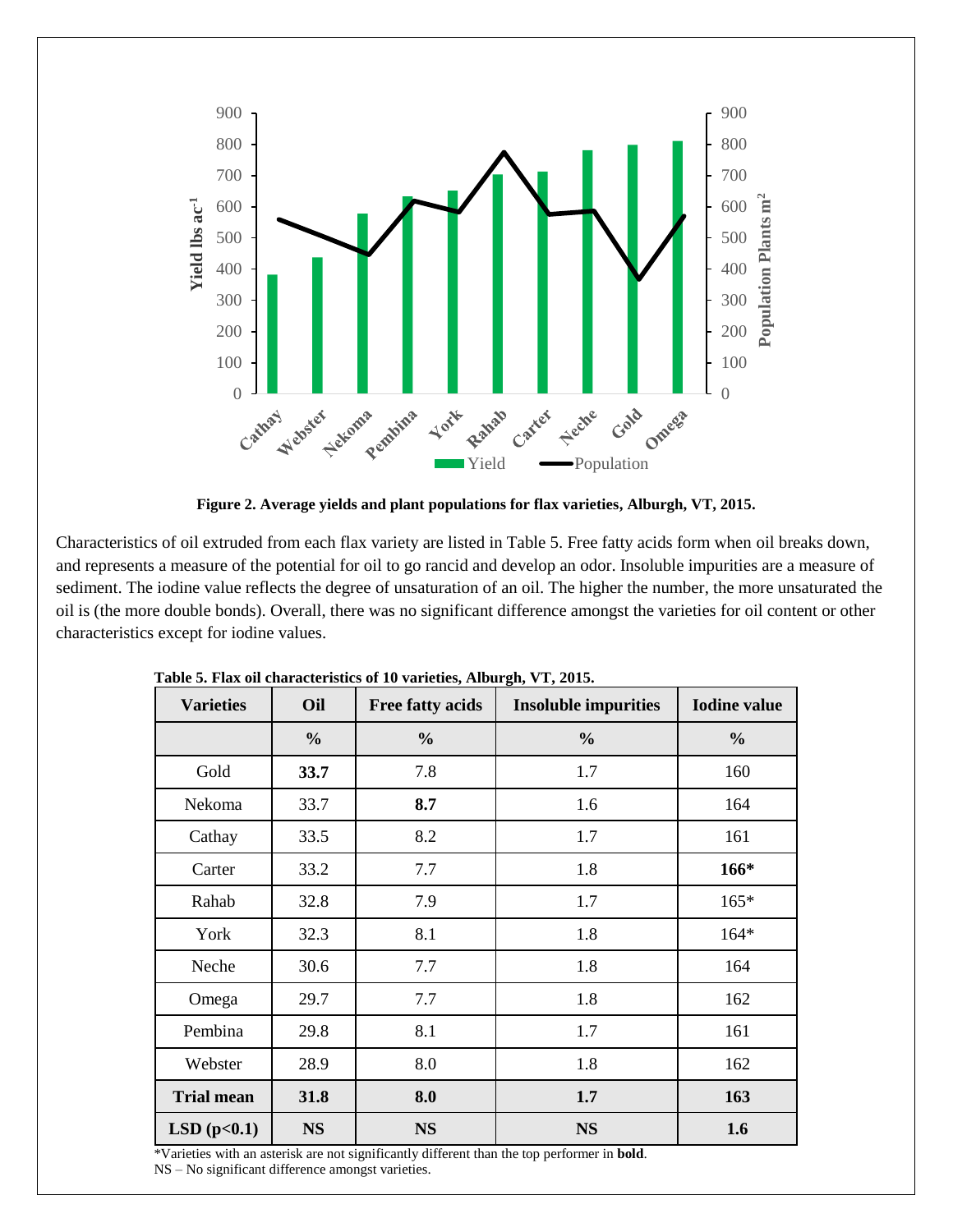**Figure 2. Average yields and plant populations for flax varieties, Alburgh, VT, 2015.**

Characteristics of oil extruded from each flax variety are listed in Table 5. Free fatty acids form when oil breaks down, and represents a measure of the potential for oil to go rancid and develop an odor. Insoluble impurities are a measure of sediment. The iodine value reflects the degree of unsaturation of an oil. The higher the number, the more unsaturated the oil is (the more double bonds). Overall, there was no significant difference amongst the varieties for oil content or other characteristics except for iodine values.

**Table 5. Flax oil characteristics of 10 varieties, Alburgh, VT, 2015.**

| Varieties | Oil | Free fatty acids | Insoluble impurities | Iodine value |
|---|---|---|---|---|
| | % | % | % | % |
| Gold | **33.7** | 7.8 | 1.7 | 160 |
| Nekoma | 33.7 | **8.7** | 1.6 | 164 |
| Cathay | 33.5 | 8.2 | 1.7 | 161 |
| Carter | 33.2 | 7.7 | 1.8 | **166*** |
| Rahab | 32.8 | 7.9 | 1.7 | 165* |
| York | 32.3 | 8.1 | 1.8 | 164* |
| Neche | 30.6 | 7.7 | 1.8 | 164 |
| Omega | 29.7 | 7.7 | 1.8 | 162 |
| Pembina | 29.8 | 8.1 | 1.7 | 161 |
| Webster | 28.9 | 8.0 | 1.8 | 162 |
| **Trial mean** | **31.8** | **8.0** | **1.7** | **163** |
| **LSD ($p<0.1$)** | **NS** | **NS** | **NS** | **1.6** |

*Varieties with an asterisk are not significantly different than the top performer in **bold**.
NS – No significant difference amongst varieties.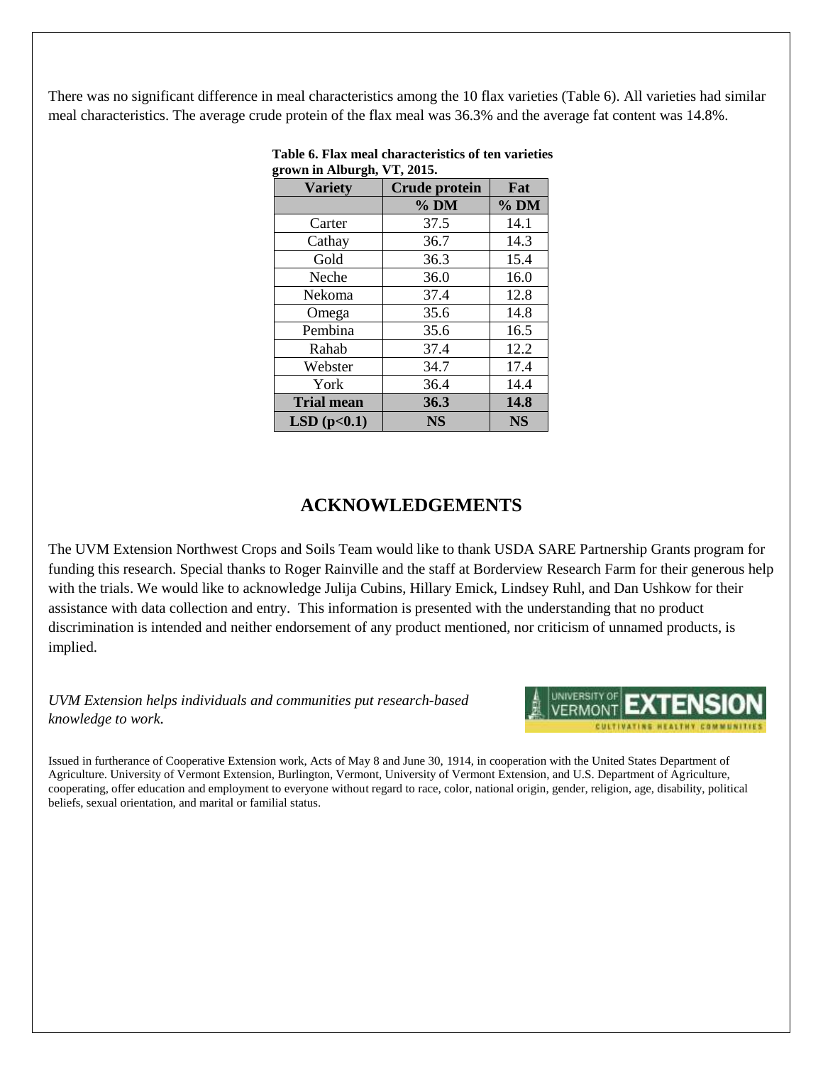There was no significant difference in meal characteristics among the 10 flax varieties (Table 6). All varieties had similar meal characteristics. The average crude protein of the flax meal was 36.3% and the average fat content was 14.8%.

**Table 6. Flax meal characteristics of ten varieties grown in Alburgh, VT, 2015.**

| Variety | Crude protein | Fat |
|---|---|---|
| | % DM | % DM |
| Carter | 37.5 | 14.1 |
| Cathay | 36.7 | 14.3 |
| Gold | 36.3 | 15.4 |
| Neche | 36.0 | 16.0 |
| Nekoma | 37.4 | 12.8 |
| Omega | 35.6 | 14.8 |
| Pembina | 35.6 | 16.5 |
| Rahab | 37.4 | 12.2 |
| Webster | 34.7 | 17.4 |
| York | 36.4 | 14.4 |
| **Trial mean** | **36.3** | **14.8** |
| **LSD ($p<0.1$)** | **NS** | **NS** |

## ACKNOWLEDGEMENTS

The UVM Extension Northwest Crops and Soils Team would like to thank USDA SARE Partnership Grants program for funding this research. Special thanks to Roger Rainville and the staff at Borderview Research Farm for their generous help with the trials. We would like to acknowledge Julija Cubins, Hillary Emick, Lindsey Ruhl, and Dan Ushkow for their assistance with data collection and entry. This information is presented with the understanding that no product discrimination is intended and neither endorsement of any product mentioned, nor criticism of unnamed products, is implied.

*UVM Extension helps individuals and communities put research-based knowledge to work.*

UNIVERSITY OF VERMONT EXTENSION
CULTIVATING HEALTHY COMMUNITIES

Issued in furtherance of Cooperative Extension work, Acts of May 8 and June 30, 1914, in cooperation with the United States Department of Agriculture. University of Vermont Extension, Burlington, Vermont, University of Vermont Extension, and U.S. Department of Agriculture, cooperating, offer education and employment to everyone without regard to race, color, national origin, gender, religion, age, disability, political beliefs, sexual orientation, and marital or familial status.